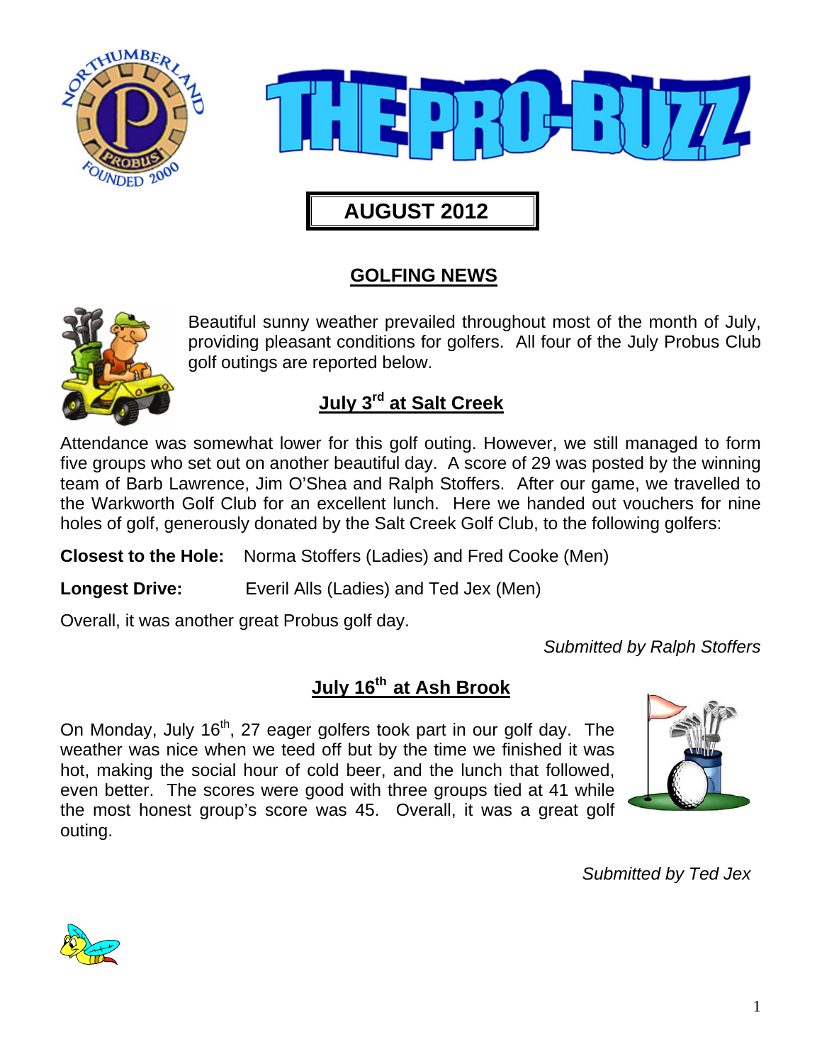# THE PRO-BUZZ

## AUGUST 2012

## GOLFING NEWS

Beautiful sunny weather prevailed throughout most of the month of July, providing pleasant conditions for golfers. All four of the July Probus Club golf outings are reported below.

### July 3rd at Salt Creek

Attendance was somewhat lower for this golf outing. However, we still managed to form five groups who set out on another beautiful day. A score of 29 was posted by the winning team of Barb Lawrence, Jim O'Shea and Ralph Stoffers. After our game, we travelled to the Warkworth Golf Club for an excellent lunch. Here we handed out vouchers for nine holes of golf, generously donated by the Salt Creek Golf Club, to the following golfers:

**Closest to the Hole:** Norma Stoffers (Ladies) and Fred Cooke (Men)

**Longest Drive:** Everil Alls (Ladies) and Ted Jex (Men)

Overall, it was another great Probus golf day.

*Submitted by Ralph Stoffers*

### July 16th at Ash Brook

On Monday, July 16th, 27 eager golfers took part in our golf day. The weather was nice when we teed off but by the time we finished it was hot, making the social hour of cold beer, and the lunch that followed, even better. The scores were good with three groups tied at 41 while the most honest group's score was 45. Overall, it was a great golf outing.

*Submitted by Ted Jex*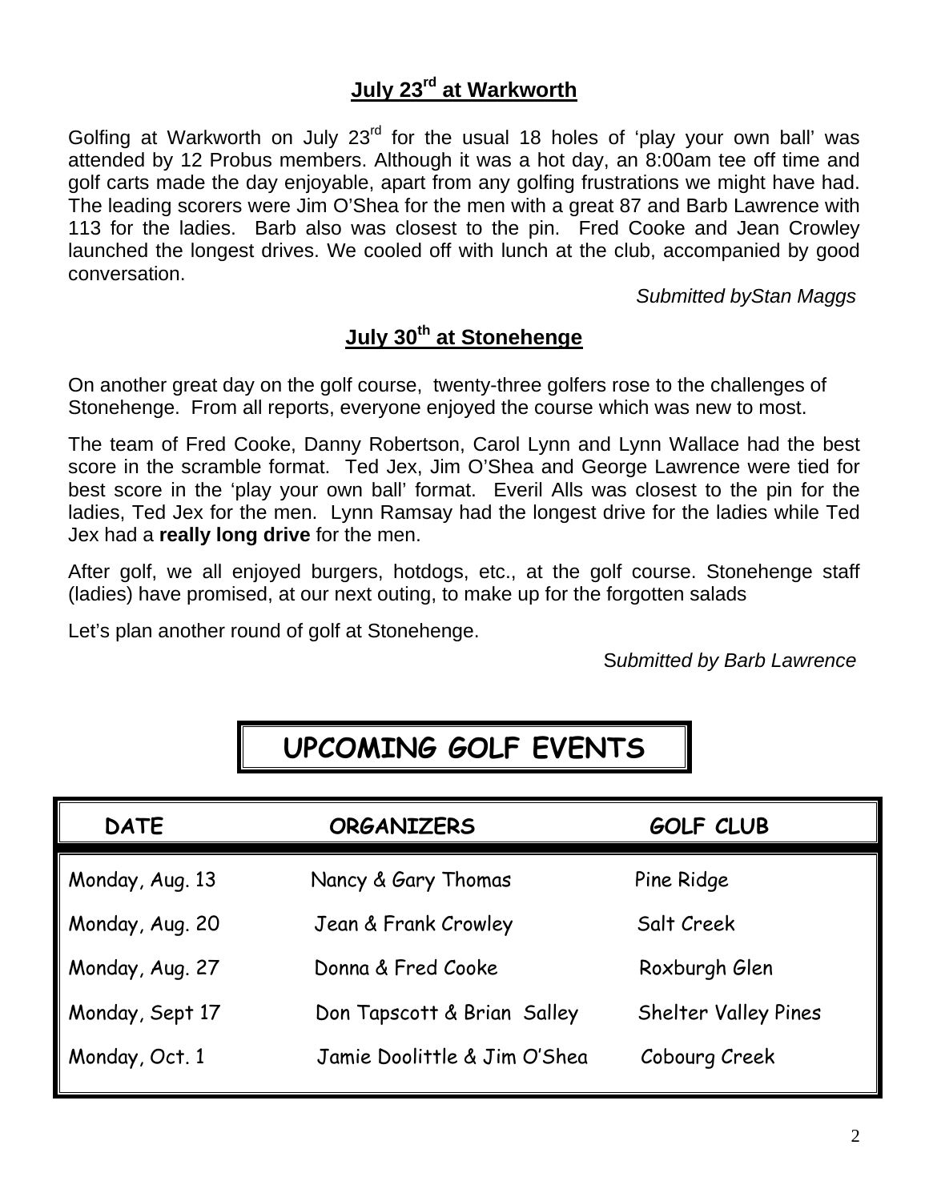## July 23rd at Warkworth

Golfing at Warkworth on July 23rd for the usual 18 holes of 'play your own ball' was attended by 12 Probus members. Although it was a hot day, an 8:00am tee off time and golf carts made the day enjoyable, apart from any golfing frustrations we might have had. The leading scorers were Jim O'Shea for the men with a great 87 and Barb Lawrence with 113 for the ladies. Barb also was closest to the pin. Fred Cooke and Jean Crowley launched the longest drives. We cooled off with lunch at the club, accompanied by good conversation.

*Submitted byStan Maggs*

## July 30th at Stonehenge

On another great day on the golf course, twenty-three golfers rose to the challenges of Stonehenge. From all reports, everyone enjoyed the course which was new to most.

The team of Fred Cooke, Danny Robertson, Carol Lynn and Lynn Wallace had the best score in the scramble format. Ted Jex, Jim O'Shea and George Lawrence were tied for best score in the 'play your own ball' format. Everil Alls was closest to the pin for the ladies, Ted Jex for the men. Lynn Ramsay had the longest drive for the ladies while Ted Jex had a **really long drive** for the men.

After golf, we all enjoyed burgers, hotdogs, etc., at the golf course. Stonehenge staff (ladies) have promised, at our next outing, to make up for the forgotten salads

Let's plan another round of golf at Stonehenge.

*Submitted by Barb Lawrence*

# UPCOMING GOLF EVENTS

| DATE | ORGANIZERS | GOLF CLUB |
|---|---|---|
| Monday, Aug. 13 | Nancy & Gary Thomas | Pine Ridge |
| Monday, Aug. 20 | Jean & Frank Crowley | Salt Creek |
| Monday, Aug. 27 | Donna & Fred Cooke | Roxburgh Glen |
| Monday, Sept 17 | Don Tapscott & Brian Salley | Shelter Valley Pines |
| Monday, Oct. 1 | Jamie Doolittle & Jim O'Shea | Cobourg Creek |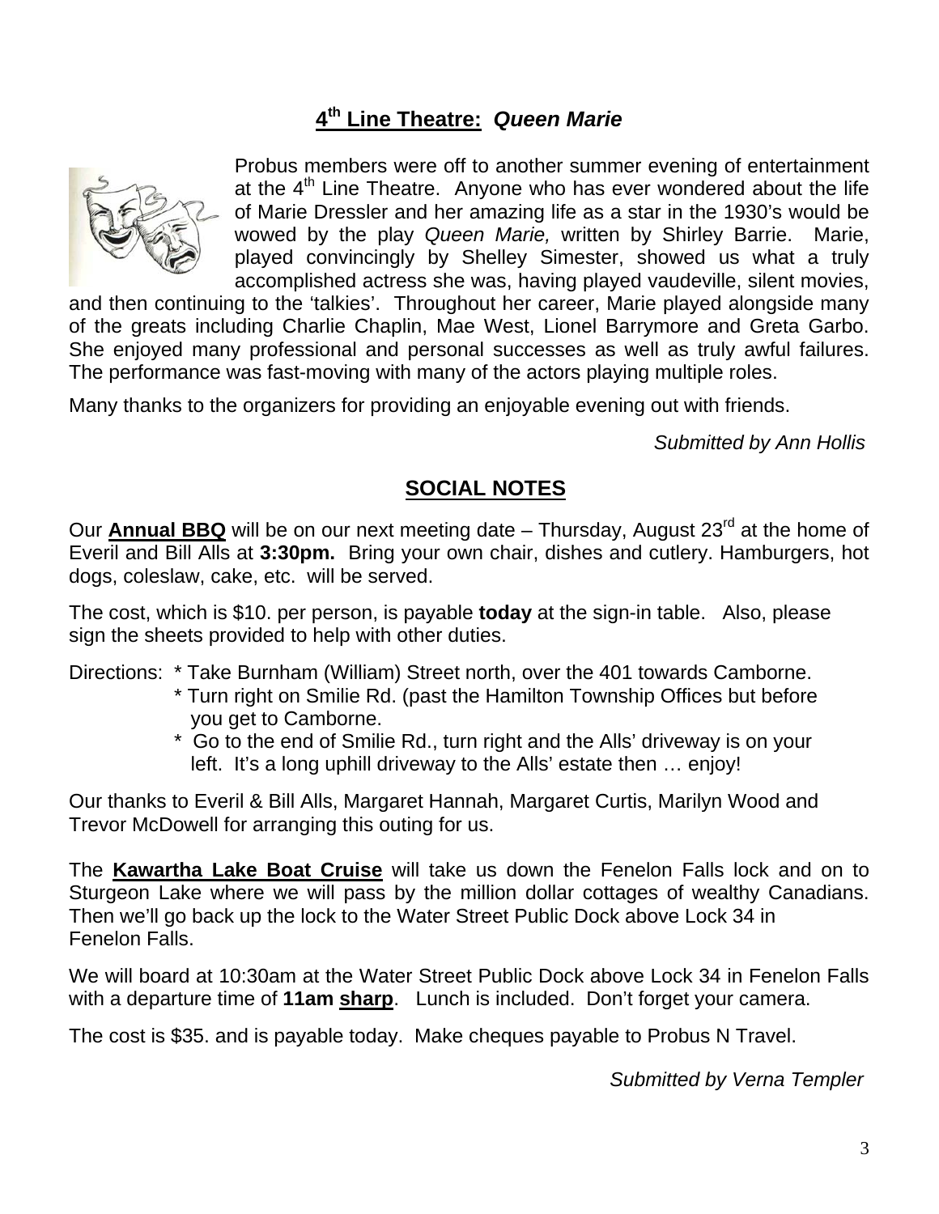## 4th Line Theatre: *Queen Marie*

Probus members were off to another summer evening of entertainment at the 4th Line Theatre. Anyone who has ever wondered about the life of Marie Dressler and her amazing life as a star in the 1930's would be wowed by the play *Queen Marie,* written by Shirley Barrie. Marie, played convincingly by Shelley Simester, showed us what a truly accomplished actress she was, having played vaudeville, silent movies, and then continuing to the 'talkies'. Throughout her career, Marie played alongside many of the greats including Charlie Chaplin, Mae West, Lionel Barrymore and Greta Garbo. She enjoyed many professional and personal successes as well as truly awful failures. The performance was fast-moving with many of the actors playing multiple roles.

Many thanks to the organizers for providing an enjoyable evening out with friends.

*Submitted by Ann Hollis*

## SOCIAL NOTES

Our **Annual BBQ** will be on our next meeting date – Thursday, August 23rd at the home of Everil and Bill Alls at **3:30pm.** Bring your own chair, dishes and cutlery. Hamburgers, hot dogs, coleslaw, cake, etc. will be served.

The cost, which is $10. per person, is payable **today** at the sign-in table. Also, please sign the sheets provided to help with other duties.

Directions:
* Take Burnham (William) Street north, over the 401 towards Camborne.
* Turn right on Smilie Rd. (past the Hamilton Township Offices but before you get to Camborne.
* Go to the end of Smilie Rd., turn right and the Alls' driveway is on your left. It's a long uphill driveway to the Alls' estate then … enjoy!

Our thanks to Everil & Bill Alls, Margaret Hannah, Margaret Curtis, Marilyn Wood and Trevor McDowell for arranging this outing for us.

The **Kawartha Lake Boat Cruise** will take us down the Fenelon Falls lock and on to Sturgeon Lake where we will pass by the million dollar cottages of wealthy Canadians. Then we'll go back up the lock to the Water Street Public Dock above Lock 34 in Fenelon Falls.

We will board at 10:30am at the Water Street Public Dock above Lock 34 in Fenelon Falls with a departure time of **11am sharp**. Lunch is included. Don't forget your camera.

The cost is $35. and is payable today. Make cheques payable to Probus N Travel.

*Submitted by Verna Templer*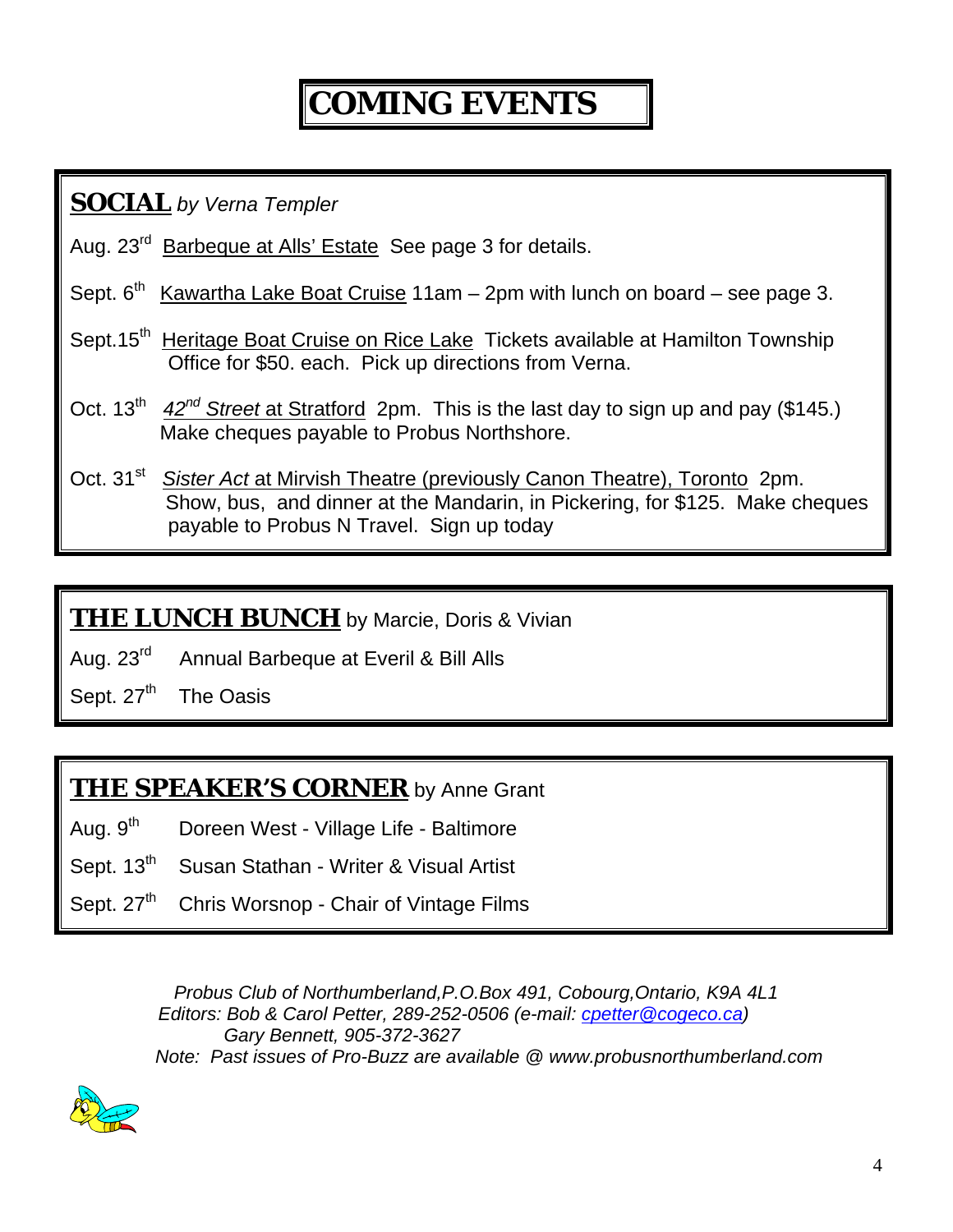# COMING EVENTS

**SOCIAL** *by Verna Templer*

Aug. 23rd Barbeque at Alls' Estate See page 3 for details.

Sept. 6th Kawartha Lake Boat Cruise 11am – 2pm with lunch on board – see page 3.

Sept.15th Heritage Boat Cruise on Rice Lake Tickets available at Hamilton Township Office for $50. each. Pick up directions from Verna.

Oct. 13th *42nd Street* at Stratford 2pm. This is the last day to sign up and pay ($145.) Make cheques payable to Probus Northshore.

Oct. 31st *Sister Act* at Mirvish Theatre (previously Canon Theatre), Toronto 2pm. Show, bus, and dinner at the Mandarin, in Pickering, for $125. Make cheques payable to Probus N Travel. Sign up today

**THE LUNCH BUNCH** by Marcie, Doris & Vivian

Aug. 23rd Annual Barbeque at Everil & Bill Alls

Sept. 27th The Oasis

**THE SPEAKER'S CORNER** by Anne Grant

Aug. 9th Doreen West - Village Life - Baltimore

Sept. 13th Susan Stathan - Writer & Visual Artist

Sept. 27th Chris Worsnop - Chair of Vintage Films

*Probus Club of Northumberland,P.O.Box 491, Cobourg,Ontario, K9A 4L1*
*Editors: Bob & Carol Petter, 289-252-0506 (e-mail: cpetter@cogeco.ca)*
*Gary Bennett, 905-372-3627*
*Note: Past issues of Pro-Buzz are available @ www.probusnorthumberland.com*